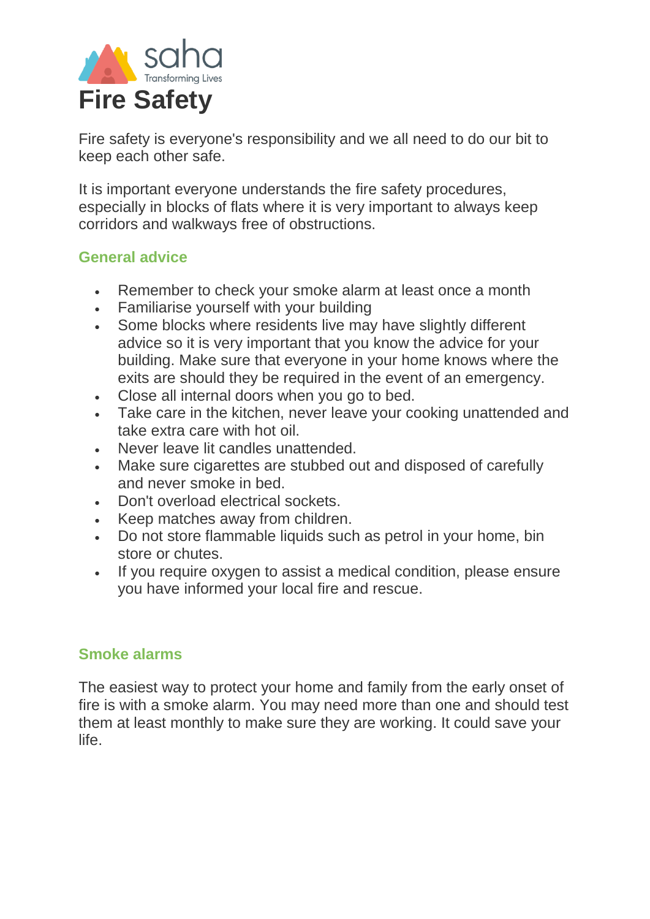saha
Transforming Lives

# Fire Safety

Fire safety is everyone's responsibility and we all need to do our bit to keep each other safe.

It is important everyone understands the fire safety procedures, especially in blocks of flats where it is very important to always keep corridors and walkways free of obstructions.

## General advice

- Remember to check your smoke alarm at least once a month
- Familiarise yourself with your building
- Some blocks where residents live may have slightly different advice so it is very important that you know the advice for your building. Make sure that everyone in your home knows where the exits are should they be required in the event of an emergency.
- Close all internal doors when you go to bed.
- Take care in the kitchen, never leave your cooking unattended and take extra care with hot oil.
- Never leave lit candles unattended.
- Make sure cigarettes are stubbed out and disposed of carefully and never smoke in bed.
- Don't overload electrical sockets.
- Keep matches away from children.
- Do not store flammable liquids such as petrol in your home, bin store or chutes.
- If you require oxygen to assist a medical condition, please ensure you have informed your local fire and rescue.

## Smoke alarms

The easiest way to protect your home and family from the early onset of fire is with a smoke alarm. You may need more than one and should test them at least monthly to make sure they are working. It could save your life.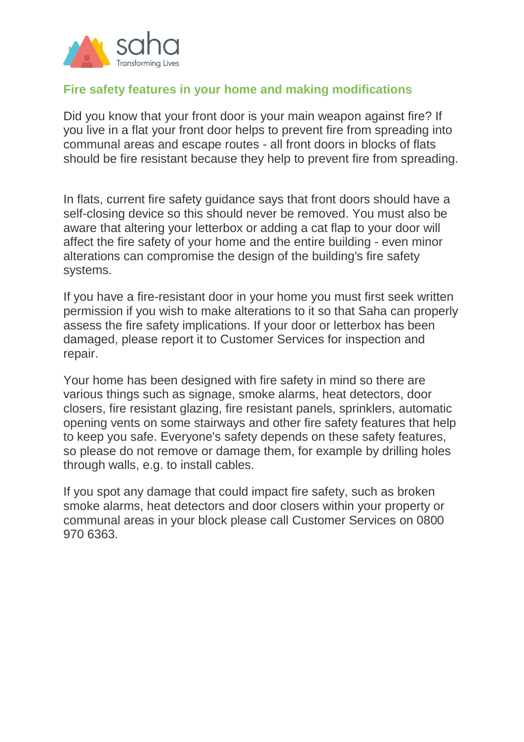## Fire safety features in your home and making modifications

Did you know that your front door is your main weapon against fire? If you live in a flat your front door helps to prevent fire from spreading into communal areas and escape routes - all front doors in blocks of flats should be fire resistant because they help to prevent fire from spreading.

In flats, current fire safety guidance says that front doors should have a self-closing device so this should never be removed. You must also be aware that altering your letterbox or adding a cat flap to your door will affect the fire safety of your home and the entire building - even minor alterations can compromise the design of the building's fire safety systems.

If you have a fire-resistant door in your home you must first seek written permission if you wish to make alterations to it so that Saha can properly assess the fire safety implications. If your door or letterbox has been damaged, please report it to Customer Services for inspection and repair.

Your home has been designed with fire safety in mind so there are various things such as signage, smoke alarms, heat detectors, door closers, fire resistant glazing, fire resistant panels, sprinklers, automatic opening vents on some stairways and other fire safety features that help to keep you safe. Everyone's safety depends on these safety features, so please do not remove or damage them, for example by drilling holes through walls, e.g. to install cables.

If you spot any damage that could impact fire safety, such as broken smoke alarms, heat detectors and door closers within your property or communal areas in your block please call Customer Services on 0800 970 6363.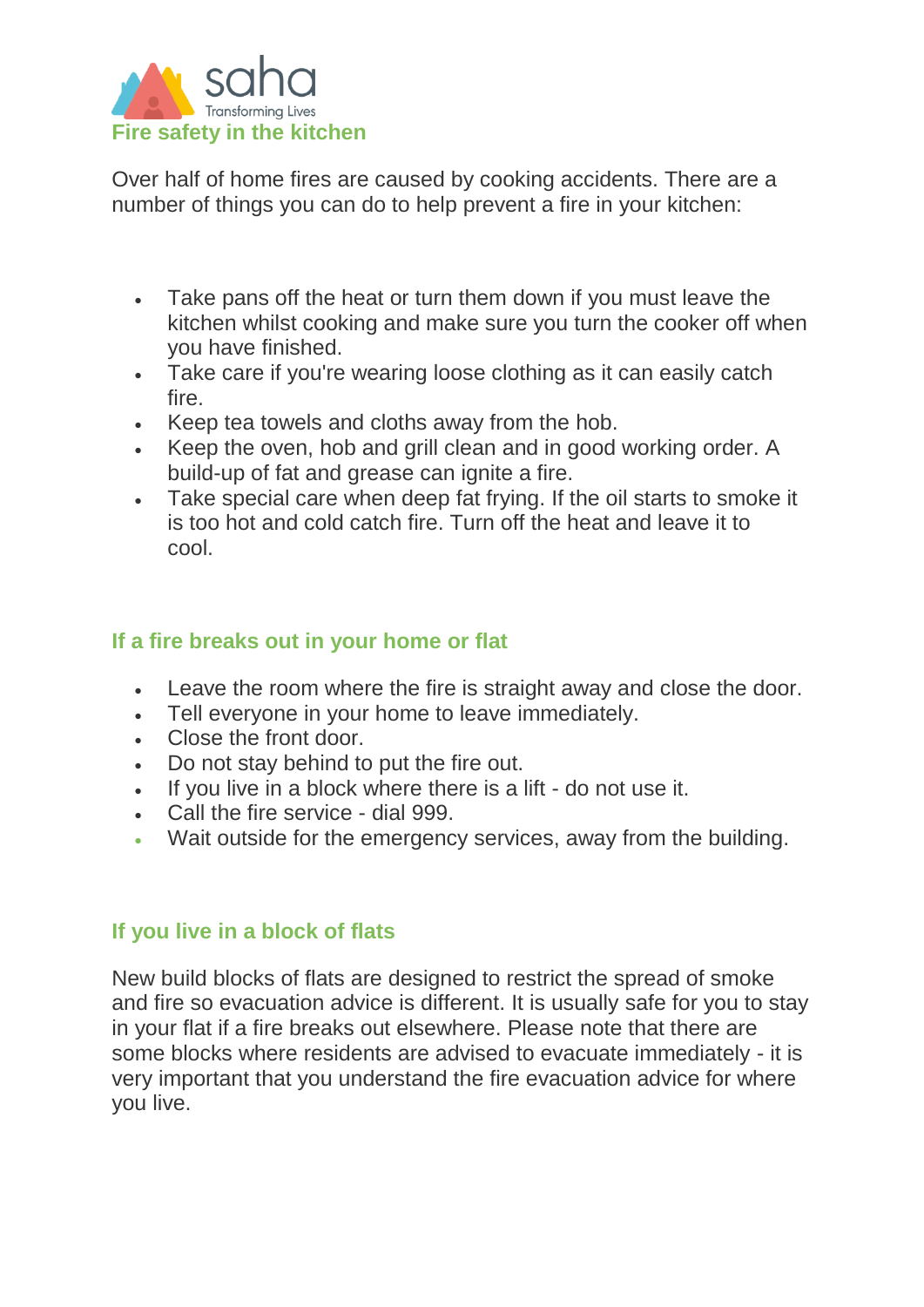## Fire safety in the kitchen

Over half of home fires are caused by cooking accidents. There are a number of things you can do to help prevent a fire in your kitchen:

- Take pans off the heat or turn them down if you must leave the kitchen whilst cooking and make sure you turn the cooker off when you have finished.
- Take care if you're wearing loose clothing as it can easily catch fire.
- Keep tea towels and cloths away from the hob.
- Keep the oven, hob and grill clean and in good working order. A build-up of fat and grease can ignite a fire.
- Take special care when deep fat frying. If the oil starts to smoke it is too hot and cold catch fire. Turn off the heat and leave it to cool.

## If a fire breaks out in your home or flat

- Leave the room where the fire is straight away and close the door.
- Tell everyone in your home to leave immediately.
- Close the front door.
- Do not stay behind to put the fire out.
- If you live in a block where there is a lift - do not use it.
- Call the fire service - dial 999.
- Wait outside for the emergency services, away from the building.

## If you live in a block of flats

New build blocks of flats are designed to restrict the spread of smoke and fire so evacuation advice is different. It is usually safe for you to stay in your flat if a fire breaks out elsewhere. Please note that there are some blocks where residents are advised to evacuate immediately - it is very important that you understand the fire evacuation advice for where you live.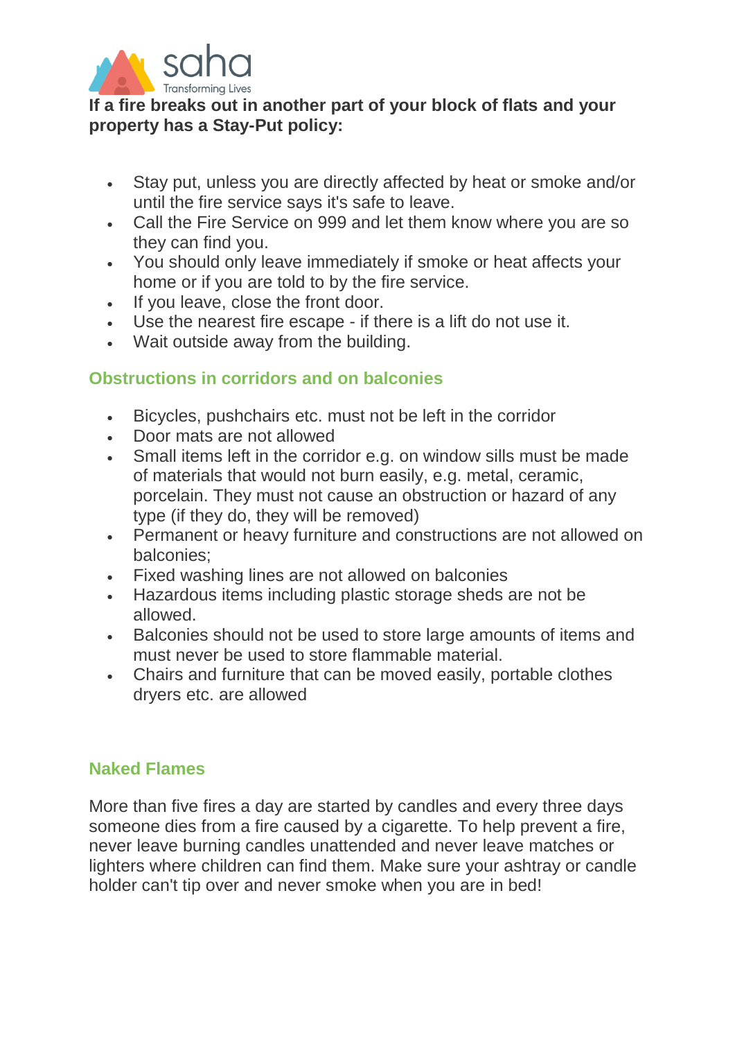**If a fire breaks out in another part of your block of flats and your property has a Stay-Put policy:**

- Stay put, unless you are directly affected by heat or smoke and/or until the fire service says it's safe to leave.
- Call the Fire Service on 999 and let them know where you are so they can find you.
- You should only leave immediately if smoke or heat affects your home or if you are told to by the fire service.
- If you leave, close the front door.
- Use the nearest fire escape - if there is a lift do not use it.
- Wait outside away from the building.

## Obstructions in corridors and on balconies

- Bicycles, pushchairs etc. must not be left in the corridor
- Door mats are not allowed
- Small items left in the corridor e.g. on window sills must be made of materials that would not burn easily, e.g. metal, ceramic, porcelain. They must not cause an obstruction or hazard of any type (if they do, they will be removed)
- Permanent or heavy furniture and constructions are not allowed on balconies;
- Fixed washing lines are not allowed on balconies
- Hazardous items including plastic storage sheds are not be allowed.
- Balconies should not be used to store large amounts of items and must never be used to store flammable material.
- Chairs and furniture that can be moved easily, portable clothes dryers etc. are allowed

## Naked Flames

More than five fires a day are started by candles and every three days someone dies from a fire caused by a cigarette. To help prevent a fire, never leave burning candles unattended and never leave matches or lighters where children can find them. Make sure your ashtray or candle holder can't tip over and never smoke when you are in bed!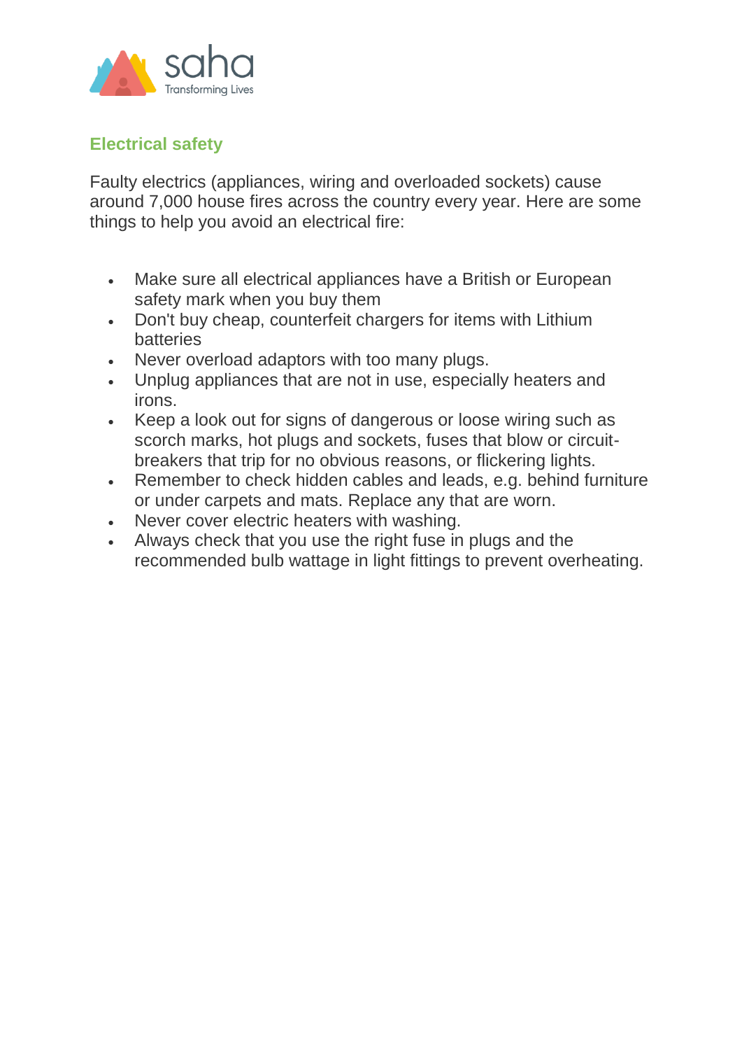## Electrical safety

Faulty electrics (appliances, wiring and overloaded sockets) cause around 7,000 house fires across the country every year. Here are some things to help you avoid an electrical fire:

- Make sure all electrical appliances have a British or European safety mark when you buy them
- Don't buy cheap, counterfeit chargers for items with Lithium batteries
- Never overload adaptors with too many plugs.
- Unplug appliances that are not in use, especially heaters and irons.
- Keep a look out for signs of dangerous or loose wiring such as scorch marks, hot plugs and sockets, fuses that blow or circuit-breakers that trip for no obvious reasons, or flickering lights.
- Remember to check hidden cables and leads, e.g. behind furniture or under carpets and mats. Replace any that are worn.
- Never cover electric heaters with washing.
- Always check that you use the right fuse in plugs and the recommended bulb wattage in light fittings to prevent overheating.